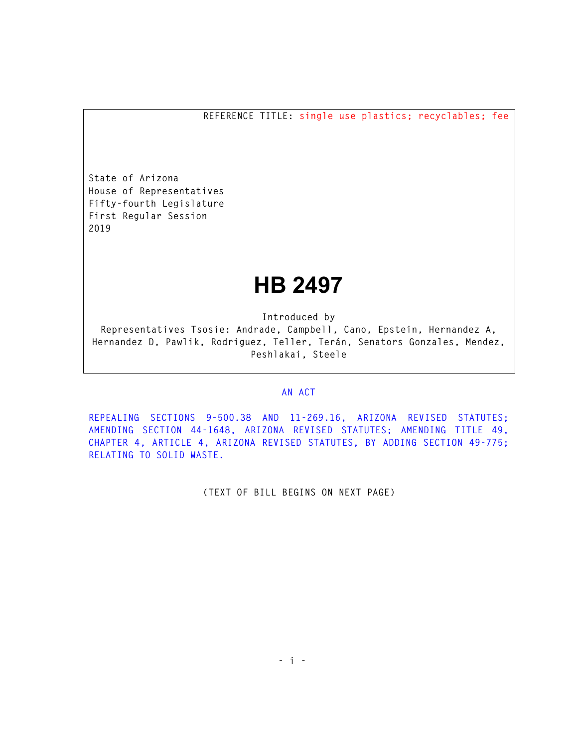REFERENCE TITLE: single use plastics; recyclables; fee

State of Arizona
House of Representatives
Fifty-fourth Legislature
First Regular Session
2019

# HB 2497

Introduced by
Representatives Tsosie: Andrade, Campbell, Cano, Epstein, Hernandez A, Hernandez D, Pawlik, Rodriguez, Teller, Terán, Senators Gonzales, Mendez, Peshlakai, Steele

## AN ACT

REPEALING SECTIONS 9-500.38 AND 11-269.16, ARIZONA REVISED STATUTES; AMENDING SECTION 44-1648, ARIZONA REVISED STATUTES; AMENDING TITLE 49, CHAPTER 4, ARTICLE 4, ARIZONA REVISED STATUTES, BY ADDING SECTION 49-775; RELATING TO SOLID WASTE.

(TEXT OF BILL BEGINS ON NEXT PAGE)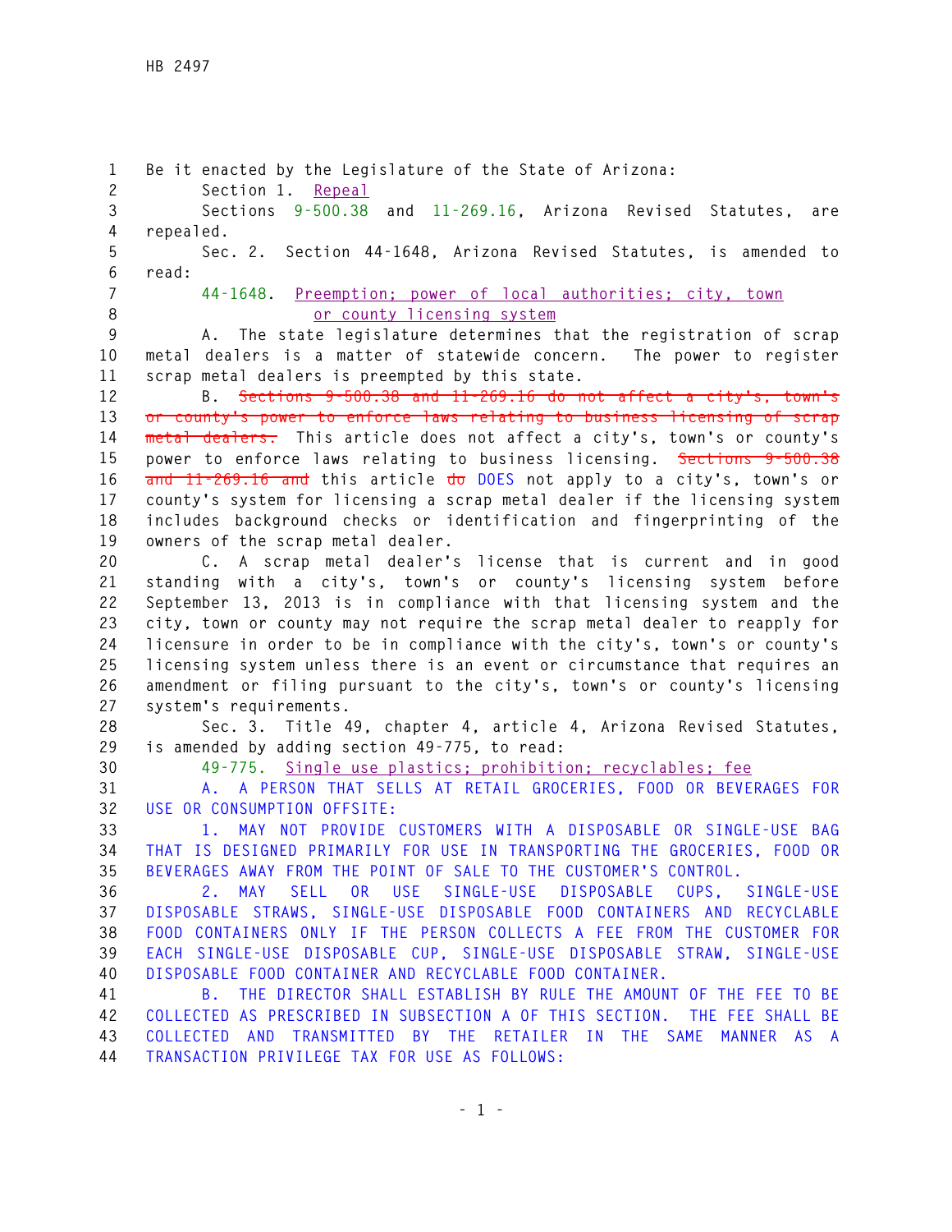Be it enacted by the Legislature of the State of Arizona:

Section 1. Repeal

Sections 9-500.38 and 11-269.16, Arizona Revised Statutes, are repealed.

Sec. 2. Section 44-1648, Arizona Revised Statutes, is amended to read:

44-1648. Preemption; power of local authorities; city, town or county licensing system

A. The state legislature determines that the registration of scrap metal dealers is a matter of statewide concern. The power to register scrap metal dealers is preempted by this state.

B. ~~Sections 9-500.38 and 11-269.16 do not affect a city's, town's or county's power to enforce laws relating to business licensing of scrap metal dealers.~~ This article does not affect a city's, town's or county's power to enforce laws relating to business licensing. ~~Sections 9-500.38 and 11-269.16 and~~ this article ~~do~~ DOES not apply to a city's, town's or county's system for licensing a scrap metal dealer if the licensing system includes background checks or identification and fingerprinting of the owners of the scrap metal dealer.

C. A scrap metal dealer's license that is current and in good standing with a city's, town's or county's licensing system before September 13, 2013 is in compliance with that licensing system and the city, town or county may not require the scrap metal dealer to reapply for licensure in order to be in compliance with the city's, town's or county's licensing system unless there is an event or circumstance that requires an amendment or filing pursuant to the city's, town's or county's licensing system's requirements.

Sec. 3. Title 49, chapter 4, article 4, Arizona Revised Statutes, is amended by adding section 49-775, to read:

49-775. Single use plastics; prohibition; recyclables; fee

A. A PERSON THAT SELLS AT RETAIL GROCERIES, FOOD OR BEVERAGES FOR USE OR CONSUMPTION OFFSITE:

1. MAY NOT PROVIDE CUSTOMERS WITH A DISPOSABLE OR SINGLE-USE BAG THAT IS DESIGNED PRIMARILY FOR USE IN TRANSPORTING THE GROCERIES, FOOD OR BEVERAGES AWAY FROM THE POINT OF SALE TO THE CUSTOMER'S CONTROL.

2. MAY SELL OR USE SINGLE-USE DISPOSABLE CUPS, SINGLE-USE DISPOSABLE STRAWS, SINGLE-USE DISPOSABLE FOOD CONTAINERS AND RECYCLABLE FOOD CONTAINERS ONLY IF THE PERSON COLLECTS A FEE FROM THE CUSTOMER FOR EACH SINGLE-USE DISPOSABLE CUP, SINGLE-USE DISPOSABLE STRAW, SINGLE-USE DISPOSABLE FOOD CONTAINER AND RECYCLABLE FOOD CONTAINER.

B. THE DIRECTOR SHALL ESTABLISH BY RULE THE AMOUNT OF THE FEE TO BE COLLECTED AS PRESCRIBED IN SUBSECTION A OF THIS SECTION. THE FEE SHALL BE COLLECTED AND TRANSMITTED BY THE RETAILER IN THE SAME MANNER AS A TRANSACTION PRIVILEGE TAX FOR USE AS FOLLOWS: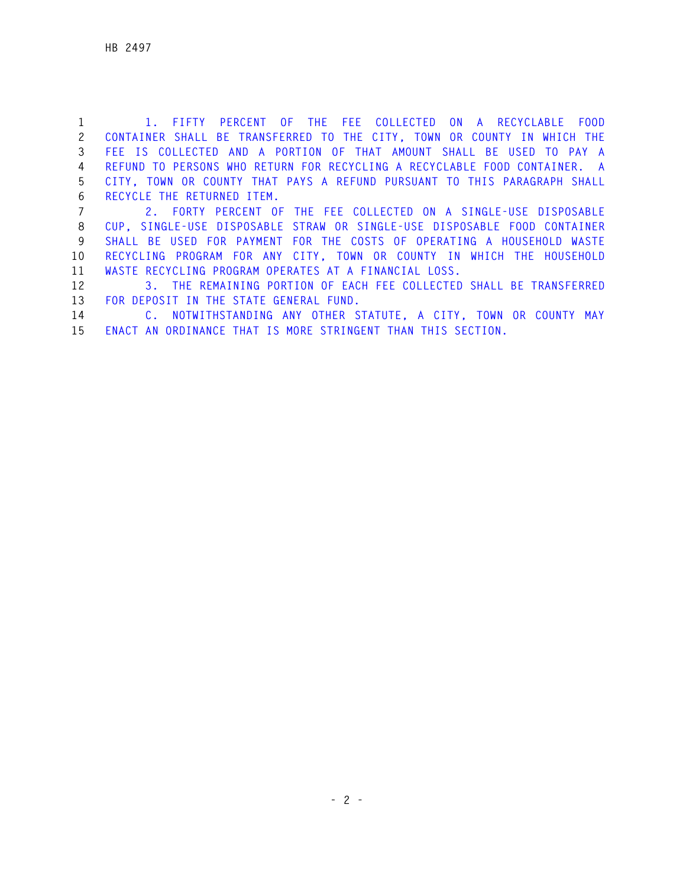1. FIFTY PERCENT OF THE FEE COLLECTED ON A RECYCLABLE FOOD CONTAINER SHALL BE TRANSFERRED TO THE CITY, TOWN OR COUNTY IN WHICH THE FEE IS COLLECTED AND A PORTION OF THAT AMOUNT SHALL BE USED TO PAY A REFUND TO PERSONS WHO RETURN FOR RECYCLING A RECYCLABLE FOOD CONTAINER. A CITY, TOWN OR COUNTY THAT PAYS A REFUND PURSUANT TO THIS PARAGRAPH SHALL RECYCLE THE RETURNED ITEM.

2. FORTY PERCENT OF THE FEE COLLECTED ON A SINGLE-USE DISPOSABLE CUP, SINGLE-USE DISPOSABLE STRAW OR SINGLE-USE DISPOSABLE FOOD CONTAINER SHALL BE USED FOR PAYMENT FOR THE COSTS OF OPERATING A HOUSEHOLD WASTE RECYCLING PROGRAM FOR ANY CITY, TOWN OR COUNTY IN WHICH THE HOUSEHOLD WASTE RECYCLING PROGRAM OPERATES AT A FINANCIAL LOSS.

3. THE REMAINING PORTION OF EACH FEE COLLECTED SHALL BE TRANSFERRED FOR DEPOSIT IN THE STATE GENERAL FUND.

C. NOTWITHSTANDING ANY OTHER STATUTE, A CITY, TOWN OR COUNTY MAY ENACT AN ORDINANCE THAT IS MORE STRINGENT THAN THIS SECTION.